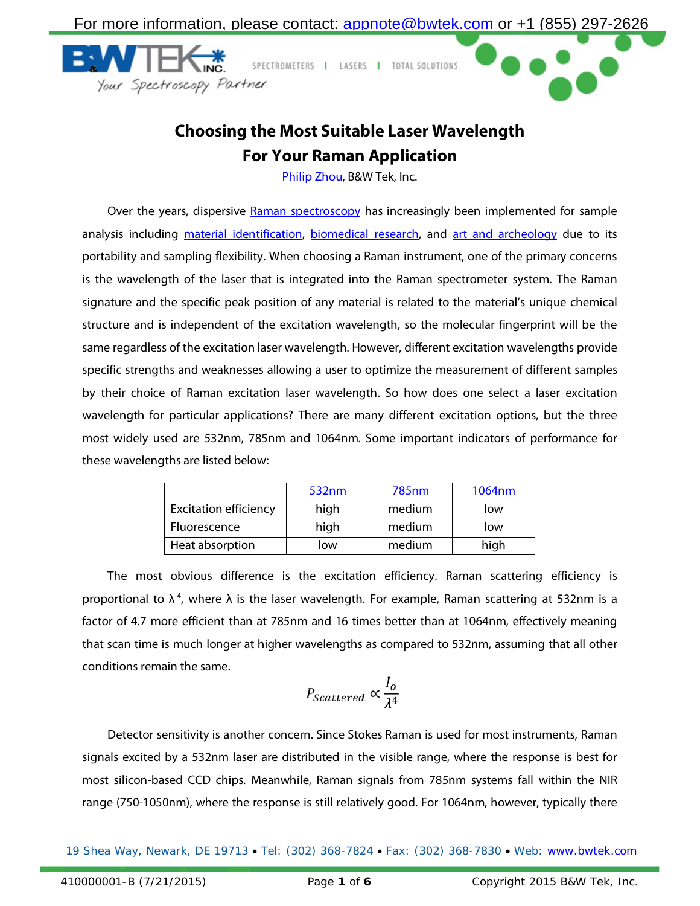# Choosing the Most Suitable Laser Wavelength For Your Raman Application

Philip Zhou, B&W Tek, Inc.

Over the years, dispersive Raman spectroscopy has increasingly been implemented for sample analysis including material identification, biomedical research, and art and archeology due to its portability and sampling flexibility. When choosing a Raman instrument, one of the primary concerns is the wavelength of the laser that is integrated into the Raman spectrometer system. The Raman signature and the specific peak position of any material is related to the material's unique chemical structure and is independent of the excitation wavelength, so the molecular fingerprint will be the same regardless of the excitation laser wavelength. However, different excitation wavelengths provide specific strengths and weaknesses allowing a user to optimize the measurement of different samples by their choice of Raman excitation laser wavelength. So how does one select a laser excitation wavelength for particular applications? There are many different excitation options, but the three most widely used are 532nm, 785nm and 1064nm. Some important indicators of performance for these wavelengths are listed below:

| | 532nm | 785nm | 1064nm |
|---|---|---|---|
| Excitation efficiency | high | medium | low |
| Fluorescence | high | medium | low |
| Heat absorption | low | medium | high |

The most obvious difference is the excitation efficiency. Raman scattering efficiency is proportional to $\lambda^{-4}$, where $\lambda$ is the laser wavelength. For example, Raman scattering at 532nm is a factor of 4.7 more efficient than at 785nm and 16 times better than at 1064nm, effectively meaning that scan time is much longer at higher wavelengths as compared to 532nm, assuming that all other conditions remain the same.

$$P_{Scattered} \propto \frac{I_o}{\lambda^4}$$

Detector sensitivity is another concern. Since Stokes Raman is used for most instruments, Raman signals excited by a 532nm laser are distributed in the visible range, where the response is best for most silicon-based CCD chips. Meanwhile, Raman signals from 785nm systems fall within the NIR range (750-1050nm), where the response is still relatively good. For 1064nm, however, typically there

19 Shea Way, Newark, DE 19713 • Tel: (302) 368-7824 • Fax: (302) 368-7830 • Web: www.bwtek.com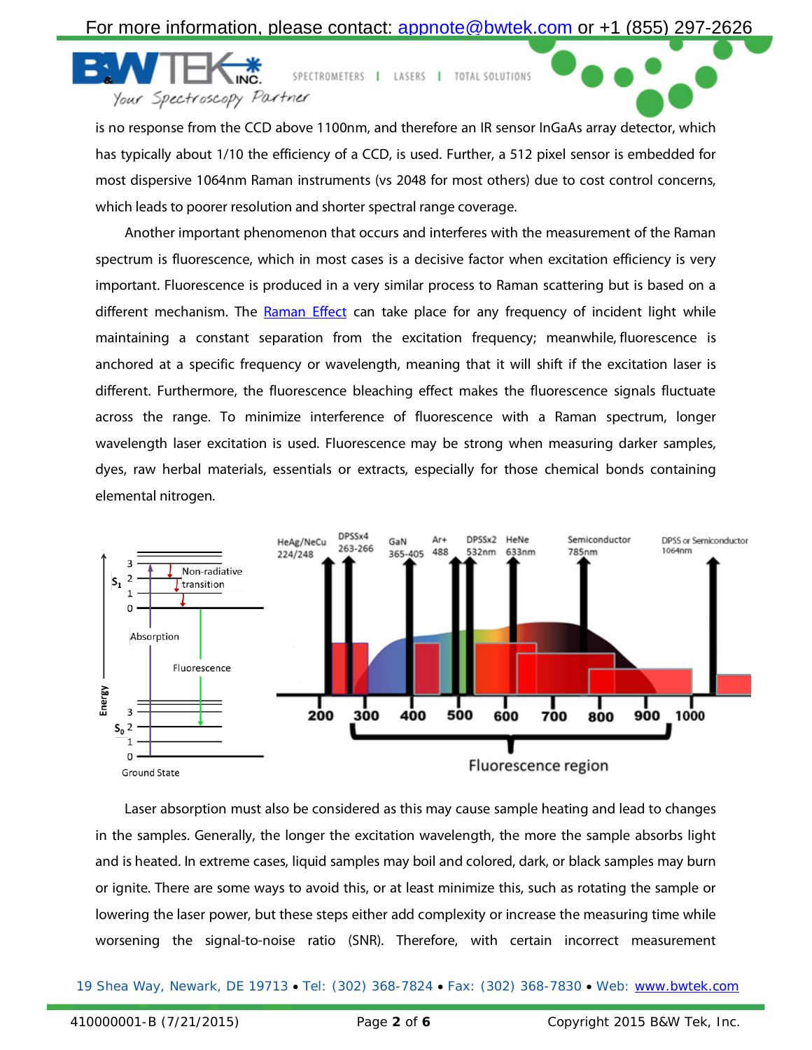is no response from the CCD above 1100nm, and therefore an IR sensor InGaAs array detector, which has typically about 1/10 the efficiency of a CCD, is used. Further, a 512 pixel sensor is embedded for most dispersive 1064nm Raman instruments (vs 2048 for most others) due to cost control concerns, which leads to poorer resolution and shorter spectral range coverage.

Another important phenomenon that occurs and interferes with the measurement of the Raman spectrum is fluorescence, which in most cases is a decisive factor when excitation efficiency is very important. Fluorescence is produced in a very similar process to Raman scattering but is based on a different mechanism. The [Raman Effect](#) can take place for any frequency of incident light while maintaining a constant separation from the excitation frequency; meanwhile, fluorescence is anchored at a specific frequency or wavelength, meaning that it will shift if the excitation laser is different. Furthermore, the fluorescence bleaching effect makes the fluorescence signals fluctuate across the range. To minimize interference of fluorescence with a Raman spectrum, longer wavelength laser excitation is used. Fluorescence may be strong when measuring darker samples, dyes, raw herbal materials, essentials or extracts, especially for those chemical bonds containing elemental nitrogen.

Laser absorption must also be considered as this may cause sample heating and lead to changes in the samples. Generally, the longer the excitation wavelength, the more the sample absorbs light and is heated. In extreme cases, liquid samples may boil and colored, dark, or black samples may burn or ignite. There are some ways to avoid this, or at least minimize this, such as rotating the sample or lowering the laser power, but these steps either add complexity or increase the measuring time while worsening the signal-to-noise ratio (SNR). Therefore, with certain incorrect measurement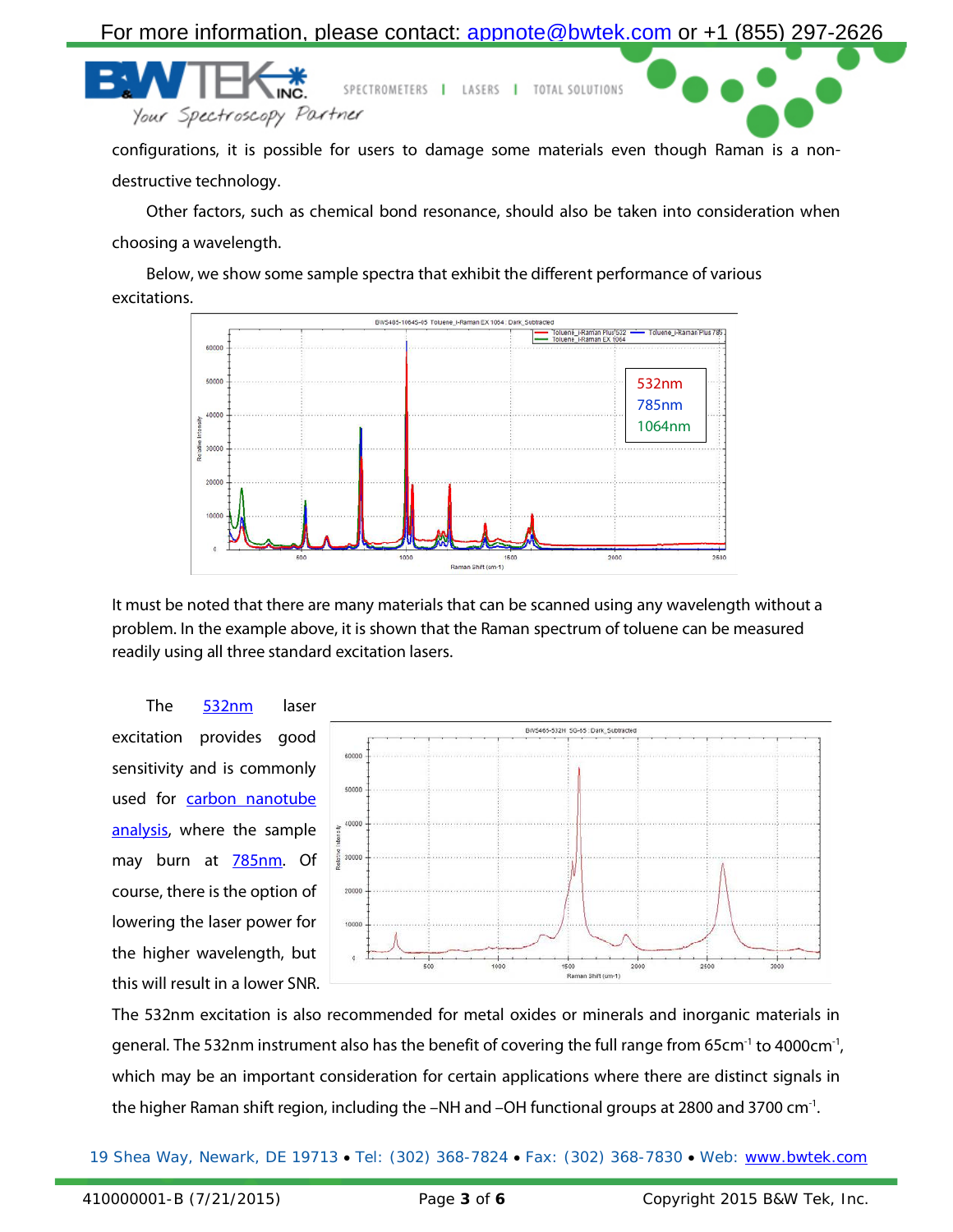configurations, it is possible for users to damage some materials even though Raman is a non-destructive technology.

Other factors, such as chemical bond resonance, should also be taken into consideration when choosing a wavelength.

Below, we show some sample spectra that exhibit the different performance of various excitations.

It must be noted that there are many materials that can be scanned using any wavelength without a problem. In the example above, it is shown that the Raman spectrum of toluene can be measured readily using all three standard excitation lasers.

The 532nm laser excitation provides good sensitivity and is commonly used for carbon nanotube analysis, where the sample may burn at 785nm. Of course, there is the option of lowering the laser power for the higher wavelength, but this will result in a lower SNR.

The 532nm excitation is also recommended for metal oxides or minerals and inorganic materials in general. The 532nm instrument also has the benefit of covering the full range from 65cm$^{-1}$ to 4000cm$^{-1}$, which may be an important consideration for certain applications where there are distinct signals in the higher Raman shift region, including the –NH and –OH functional groups at 2800 and 3700 cm$^{-1}$.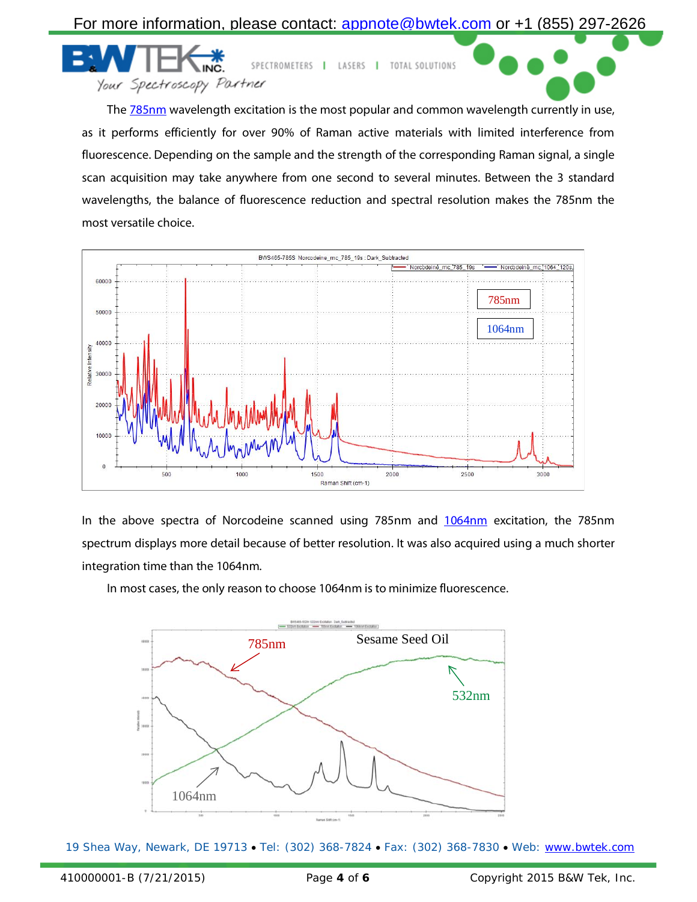The 785nm wavelength excitation is the most popular and common wavelength currently in use, as it performs efficiently for over 90% of Raman active materials with limited interference from fluorescence. Depending on the sample and the strength of the corresponding Raman signal, a single scan acquisition may take anywhere from one second to several minutes. Between the 3 standard wavelengths, the balance of fluorescence reduction and spectral resolution makes the 785nm the most versatile choice.

In the above spectra of Norcodeine scanned using 785nm and 1064nm excitation, the 785nm spectrum displays more detail because of better resolution. It was also acquired using a much shorter integration time than the 1064nm.

In most cases, the only reason to choose 1064nm is to minimize fluorescence.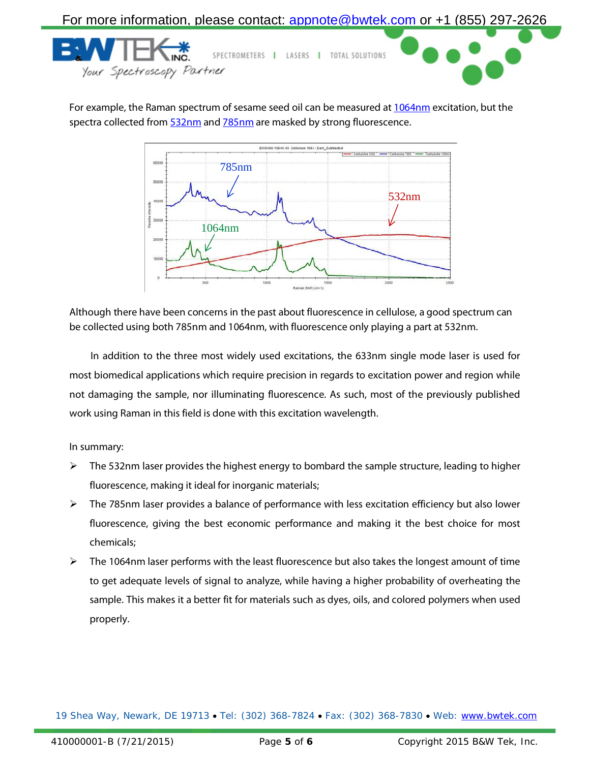For example, the Raman spectrum of sesame seed oil can be measured at 1064nm excitation, but the spectra collected from 532nm and 785nm are masked by strong fluorescence.

Although there have been concerns in the past about fluorescence in cellulose, a good spectrum can be collected using both 785nm and 1064nm, with fluorescence only playing a part at 532nm.

In addition to the three most widely used excitations, the 633nm single mode laser is used for most biomedical applications which require precision in regards to excitation power and region while not damaging the sample, nor illuminating fluorescence. As such, most of the previously published work using Raman in this field is done with this excitation wavelength.

In summary:

- The 532nm laser provides the highest energy to bombard the sample structure, leading to higher fluorescence, making it ideal for inorganic materials;
- The 785nm laser provides a balance of performance with less excitation efficiency but also lower fluorescence, giving the best economic performance and making it the best choice for most chemicals;
- The 1064nm laser performs with the least fluorescence but also takes the longest amount of time to get adequate levels of signal to analyze, while having a higher probability of overheating the sample. This makes it a better fit for materials such as dyes, oils, and colored polymers when used properly.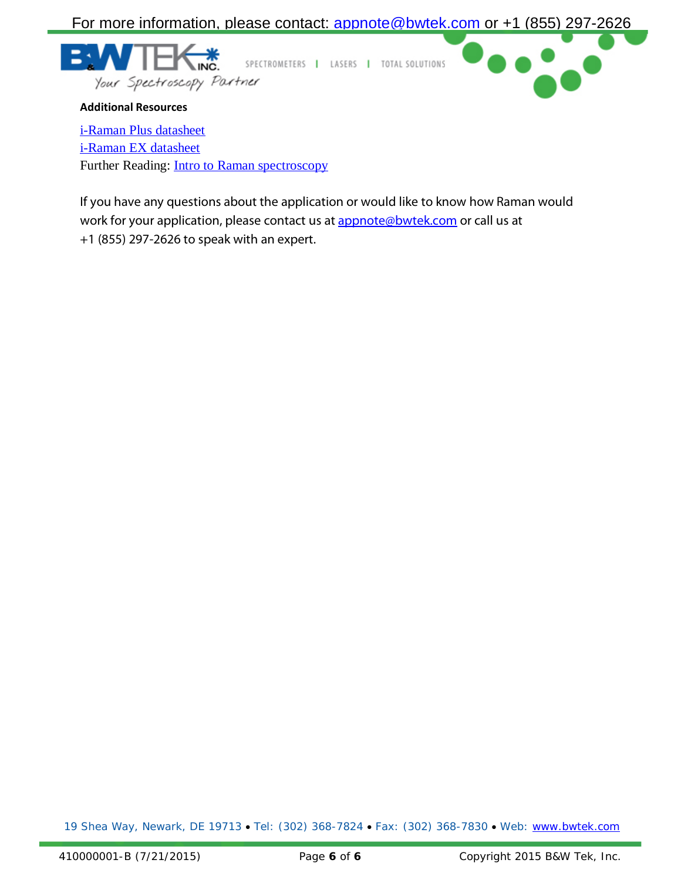**Additional Resources**

i-Raman Plus datasheet
i-Raman EX datasheet
Further Reading: Intro to Raman spectroscopy

If you have any questions about the application or would like to know how Raman would work for your application, please contact us at appnote@bwtek.com or call us at +1 (855) 297-2626 to speak with an expert.